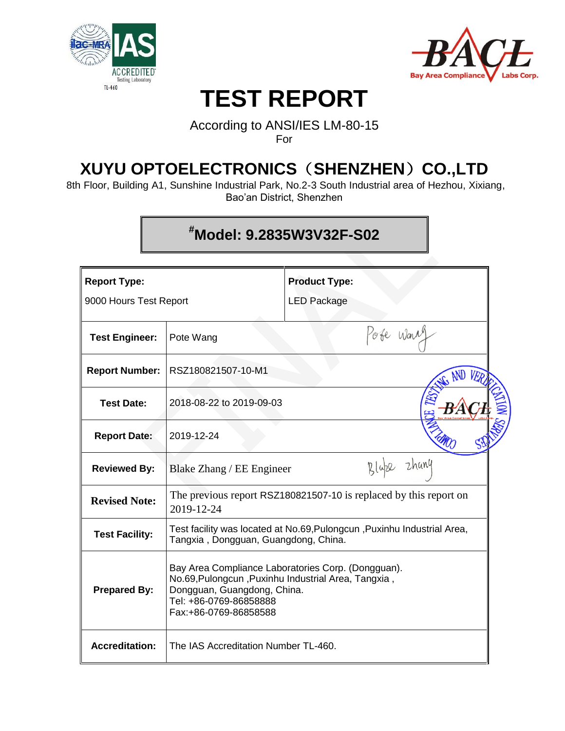# TEST REPORT

According to ANSI/IES LM-80-15

For

## XUYU OPTOELECTRONICS（SHENZHEN）CO.,LTD

8th Floor, Building A1, Sunshine Industrial Park, No.2-3 South Industrial area of Hezhou, Xixiang, Bao'an District, Shenzhen

### #Model: 9.2835W3V32F-S02

| **Report Type:** 9000 Hours Test Report | | **Product Type:** LED Package |
|---|---|---|
| **Test Engineer:** | Pote Wang | |
| **Report Number:** | RSZ180821507-10-M1 | |
| **Test Date:** | 2018-08-22 to 2019-09-03 | |
| **Report Date:** | 2019-12-24 | |
| **Reviewed By:** | Blake Zhang / EE Engineer | |
| **Revised Note:** | The previous report RSZ180821507-10 is replaced by this report on 2019-12-24 | |
| **Test Facility:** | Test facility was located at No.69,Pulongcun ,Puxinhu Industrial Area, Tangxia , Dongguan, Guangdong, China. | |
| **Prepared By:** | Bay Area Compliance Laboratories Corp. (Dongguan). No.69,Pulongcun ,Puxinhu Industrial Area, Tangxia , Dongguan, Guangdong, China. Tel: +86-0769-86858888 Fax:+86-0769-86858588 | |
| **Accreditation:** | The IAS Accreditation Number TL-460. | |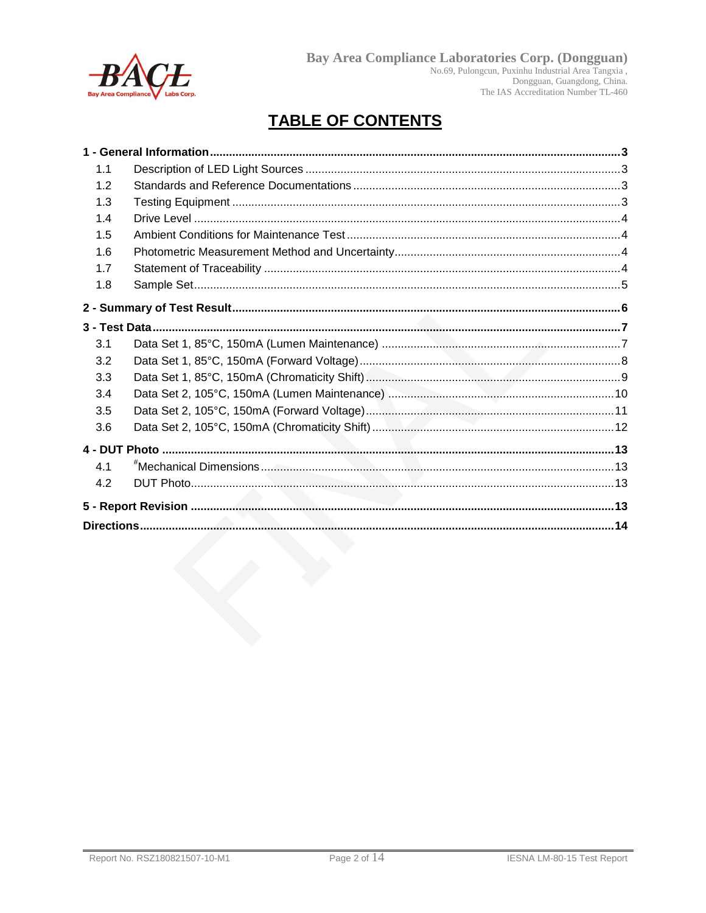# TABLE OF CONTENTS

**1 - General Information** ..... 3

- 1.1 Description of LED Light Sources ..... 3
- 1.2 Standards and Reference Documentations ..... 3
- 1.3 Testing Equipment ..... 3
- 1.4 Drive Level ..... 4
- 1.5 Ambient Conditions for Maintenance Test ..... 4
- 1.6 Photometric Measurement Method and Uncertainty ..... 4
- 1.7 Statement of Traceability ..... 4
- 1.8 Sample Set ..... 5

**2 - Summary of Test Result** ..... 6

**3 - Test Data** ..... 7

- 3.1 Data Set 1, 85°C, 150mA (Lumen Maintenance) ..... 7
- 3.2 Data Set 1, 85°C, 150mA (Forward Voltage) ..... 8
- 3.3 Data Set 1, 85°C, 150mA (Chromaticity Shift) ..... 9
- 3.4 Data Set 2, 105°C, 150mA (Lumen Maintenance) ..... 10
- 3.5 Data Set 2, 105°C, 150mA (Forward Voltage) ..... 11
- 3.6 Data Set 2, 105°C, 150mA (Chromaticity Shift) ..... 12

**4 - DUT Photo** ..... 13

- 4.1 #Mechanical Dimensions ..... 13
- 4.2 DUT Photo ..... 13

**5 - Report Revision** ..... 13

**Directions** ..... 14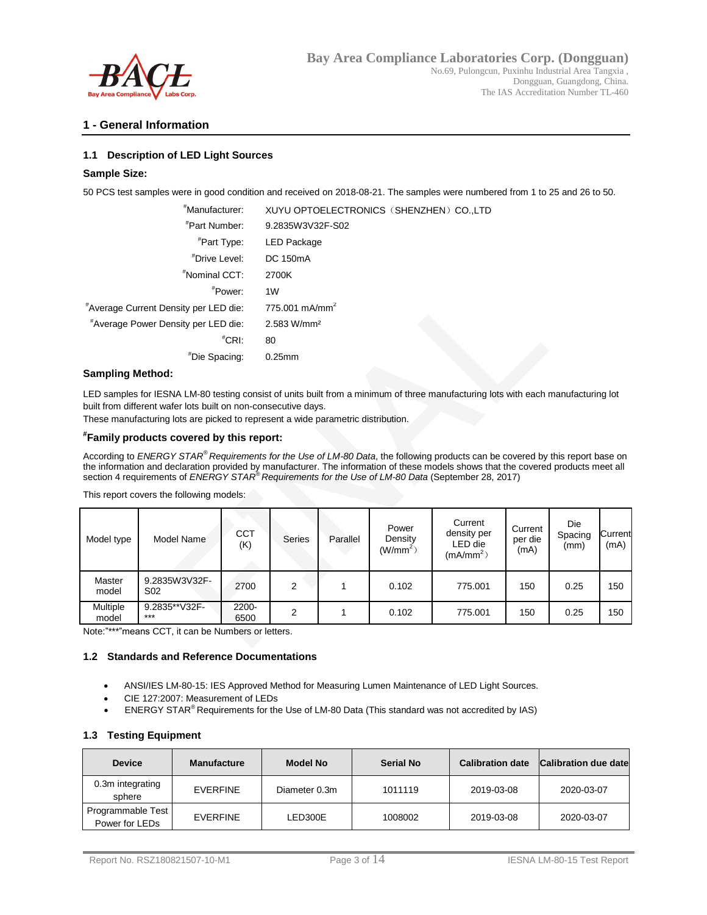## 1 - General Information

### 1.1 Description of LED Light Sources

**Sample Size:**

50 PCS test samples were in good condition and received on 2018-08-21. The samples were numbered from 1 to 25 and 26 to 50.

| | |
|---|---|
| #Manufacturer: | XUYU OPTOELECTRONICS（SHENZHEN）CO.,LTD |
| #Part Number: | 9.2835W3V32F-S02 |
| #Part Type: | LED Package |
| #Drive Level: | DC 150mA |
| #Nominal CCT: | 2700K |
| #Power: | 1W |
| #Average Current Density per LED die: | 775.001 $mA/mm^2$ |
| #Average Power Density per LED die: | 2.583 $W/mm^2$ |
| #CRI: | 80 |
| #Die Spacing: | 0.25mm |

**Sampling Method:**

LED samples for IESNA LM-80 testing consist of units built from a minimum of three manufacturing lots with each manufacturing lot built from different wafer lots built on non-consecutive days.
These manufacturing lots are picked to represent a wide parametric distribution.

**#Family products covered by this report:**

According to *ENERGY STAR® Requirements for the Use of LM-80 Data*, the following products can be covered by this report base on the information and declaration provided by manufacturer. The information of these models shows that the covered products meet all section 4 requirements of *ENERGY STAR® Requirements for the Use of LM-80 Data* (September 28, 2017)

This report covers the following models:

| Model type | Model Name | CCT (K) | Series | Parallel | Power Density ($W/mm^2$) | Current density per LED die ($mA/mm^2$) | Current per die (mA) | Die Spacing (mm) | Current (mA) |
|---|---|---|---|---|---|---|---|---|---|
| Master model | 9.2835W3V32F-S02 | 2700 | 2 | 1 | 0.102 | 775.001 | 150 | 0.25 | 150 |
| Multiple model | 9.2835**V32F-*** | 2200-6500 | 2 | 1 | 0.102 | 775.001 | 150 | 0.25 | 150 |

Note:"***"means CCT, it can be Numbers or letters.

### 1.2 Standards and Reference Documentations

- ANSI/IES LM-80-15: IES Approved Method for Measuring Lumen Maintenance of LED Light Sources.
- CIE 127:2007: Measurement of LEDs
- ENERGY STAR® Requirements for the Use of LM-80 Data (This standard was not accredited by IAS)

### 1.3 Testing Equipment

| Device | Manufacture | Model No | Serial No | Calibration date | Calibration due date |
|---|---|---|---|---|---|
| 0.3m integrating sphere | EVERFINE | Diameter 0.3m | 1011119 | 2019-03-08 | 2020-03-07 |
| Programmable Test Power for LEDs | EVERFINE | LED300E | 1008002 | 2019-03-08 | 2020-03-07 |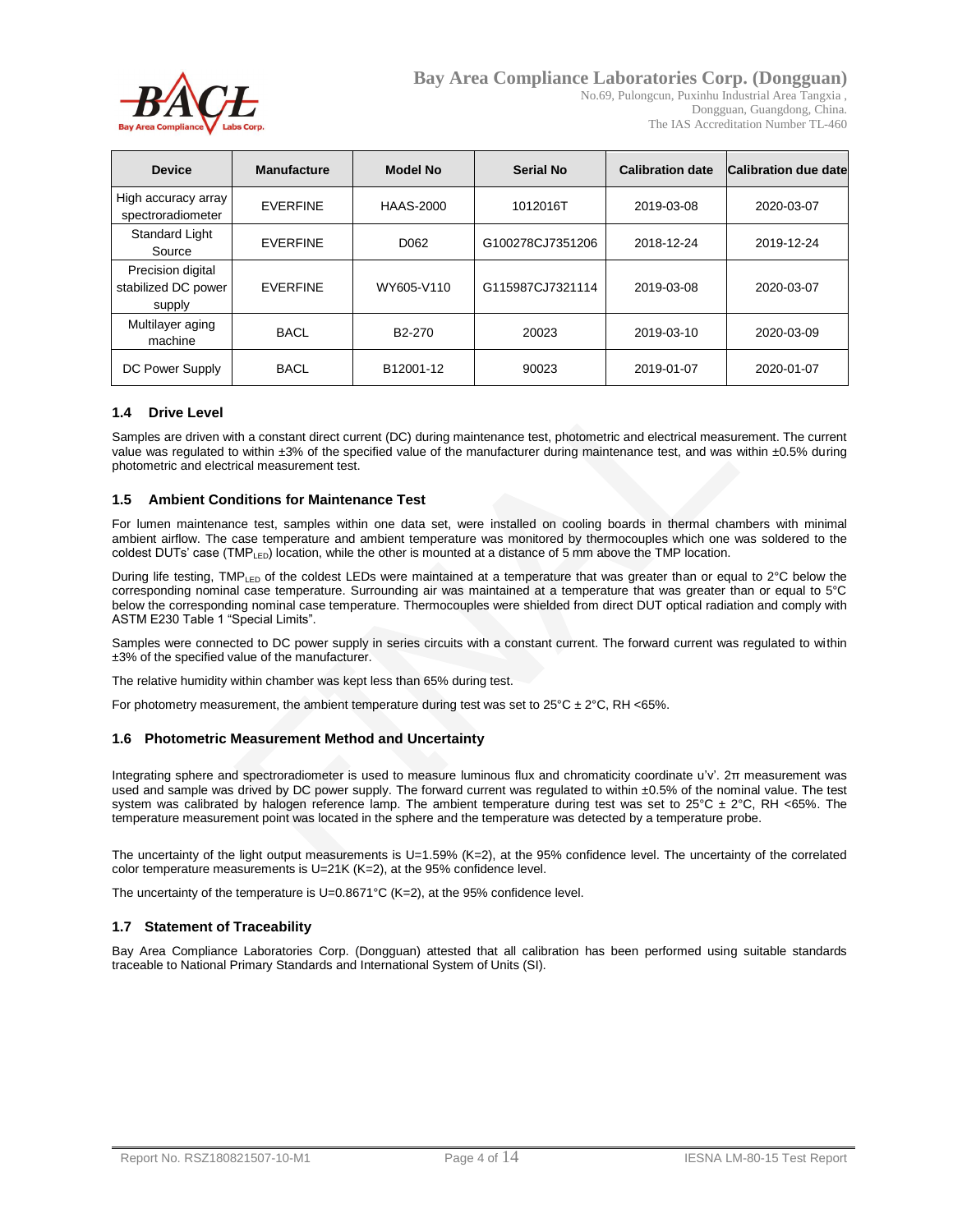| Device | Manufacture | Model No | Serial No | Calibration date | Calibration due date |
| --- | --- | --- | --- | --- | --- |
| High accuracy array spectroradiometer | EVERFINE | HAAS-2000 | 1012016T | 2019-03-08 | 2020-03-07 |
| Standard Light Source | EVERFINE | D062 | G100278CJ7351206 | 2018-12-24 | 2019-12-24 |
| Precision digital stabilized DC power supply | EVERFINE | WY605-V110 | G115987CJ7321114 | 2019-03-08 | 2020-03-07 |
| Multilayer aging machine | BACL | B2-270 | 20023 | 2019-03-10 | 2020-03-09 |
| DC Power Supply | BACL | B12001-12 | 90023 | 2019-01-07 | 2020-01-07 |

### 1.4 Drive Level

Samples are driven with a constant direct current (DC) during maintenance test, photometric and electrical measurement. The current value was regulated to within ±3% of the specified value of the manufacturer during maintenance test, and was within ±0.5% during photometric and electrical measurement test.

### 1.5 Ambient Conditions for Maintenance Test

For lumen maintenance test, samples within one data set, were installed on cooling boards in thermal chambers with minimal ambient airflow. The case temperature and ambient temperature was monitored by thermocouples which one was soldered to the coldest DUTs' case ($TMP_{LED}$) location, while the other is mounted at a distance of 5 mm above the TMP location.

During life testing, $TMP_{LED}$ of the coldest LEDs were maintained at a temperature that was greater than or equal to 2°C below the corresponding nominal case temperature. Surrounding air was maintained at a temperature that was greater than or equal to 5°C below the corresponding nominal case temperature. Thermocouples were shielded from direct DUT optical radiation and comply with ASTM E230 Table 1 "Special Limits".

Samples were connected to DC power supply in series circuits with a constant current. The forward current was regulated to within ±3% of the specified value of the manufacturer.

The relative humidity within chamber was kept less than 65% during test.

For photometry measurement, the ambient temperature during test was set to 25°C ± 2°C, RH <65%.

### 1.6 Photometric Measurement Method and Uncertainty

Integrating sphere and spectroradiometer is used to measure luminous flux and chromaticity coordinate u'v'. 2π measurement was used and sample was drived by DC power supply. The forward current was regulated to within ±0.5% of the nominal value. The test system was calibrated by halogen reference lamp. The ambient temperature during test was set to 25°C ± 2°C, RH <65%. The temperature measurement point was located in the sphere and the temperature was detected by a temperature probe.

The uncertainty of the light output measurements is U=1.59% (K=2), at the 95% confidence level. The uncertainty of the correlated color temperature measurements is U=21K (K=2), at the 95% confidence level.

The uncertainty of the temperature is U=0.8671°C (K=2), at the 95% confidence level.

### 1.7 Statement of Traceability

Bay Area Compliance Laboratories Corp. (Dongguan) attested that all calibration has been performed using suitable standards traceable to National Primary Standards and International System of Units (SI).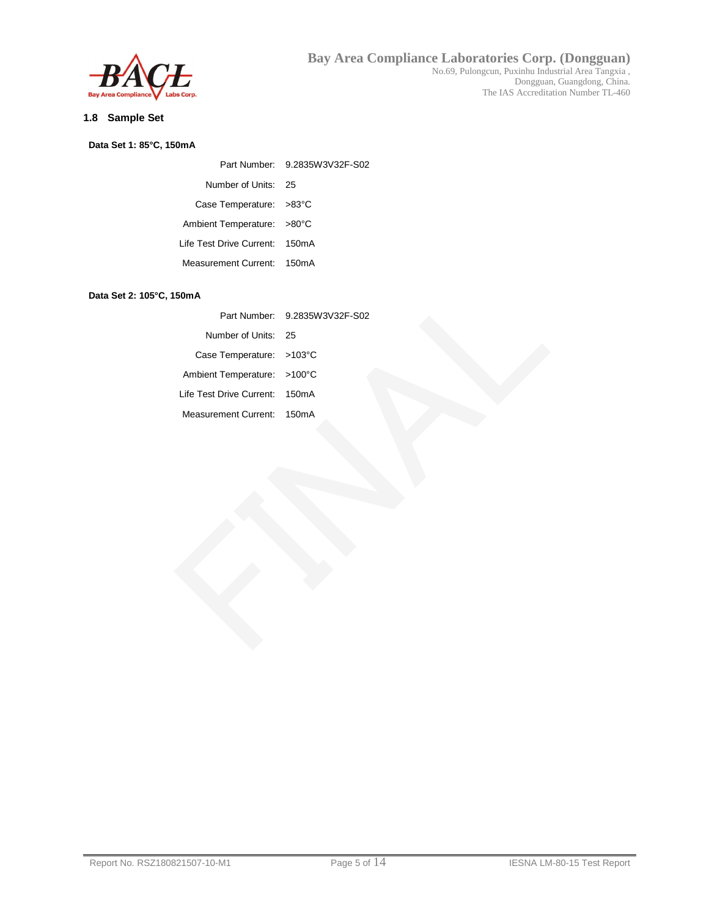## 1.8 Sample Set

**Data Set 1: 85°C, 150mA**

| | |
|---|---|
| Part Number: | 9.2835W3V32F-S02 |
| Number of Units: | 25 |
| Case Temperature: | >83°C |
| Ambient Temperature: | >80°C |
| Life Test Drive Current: | 150mA |
| Measurement Current: | 150mA |

**Data Set 2: 105°C, 150mA**

| | |
|---|---|
| Part Number: | 9.2835W3V32F-S02 |
| Number of Units: | 25 |
| Case Temperature: | >103°C |
| Ambient Temperature: | >100°C |
| Life Test Drive Current: | 150mA |
| Measurement Current: | 150mA |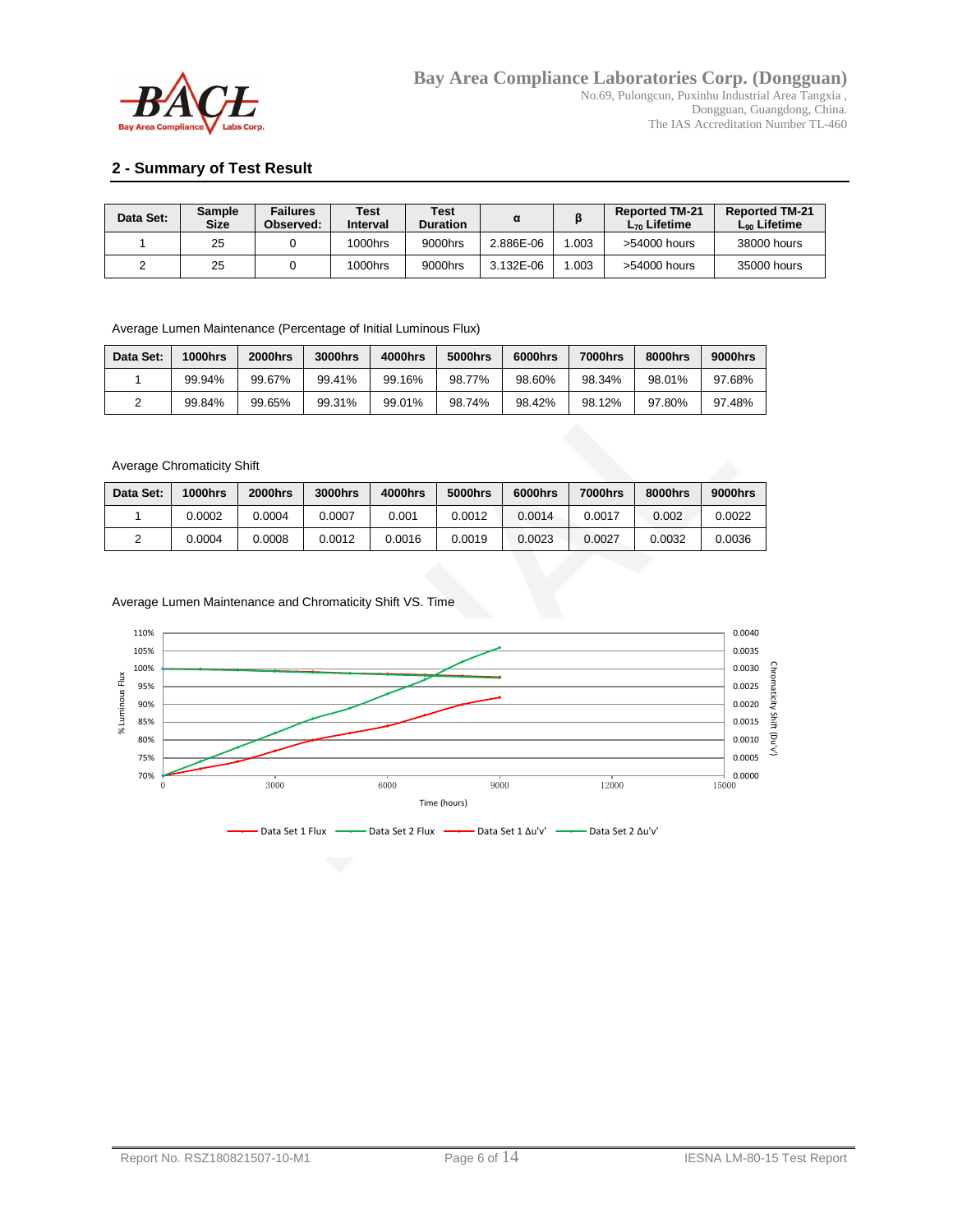## 2 - Summary of Test Result

| Data Set: | Sample Size | Failures Observed: | Test Interval | Test Duration | α | β | Reported TM-21 $L_{70}$ Lifetime | Reported TM-21 $L_{90}$ Lifetime |
|---|---|---|---|---|---|---|---|---|
| 1 | 25 | 0 | 1000hrs | 9000hrs | 2.886E-06 | 1.003 | >54000 hours | 38000 hours |
| 2 | 25 | 0 | 1000hrs | 9000hrs | 3.132E-06 | 1.003 | >54000 hours | 35000 hours |

Average Lumen Maintenance (Percentage of Initial Luminous Flux)

| Data Set: | 1000hrs | 2000hrs | 3000hrs | 4000hrs | 5000hrs | 6000hrs | 7000hrs | 8000hrs | 9000hrs |
|---|---|---|---|---|---|---|---|---|---|
| 1 | 99.94% | 99.67% | 99.41% | 99.16% | 98.77% | 98.60% | 98.34% | 98.01% | 97.68% |
| 2 | 99.84% | 99.65% | 99.31% | 99.01% | 98.74% | 98.42% | 98.12% | 97.80% | 97.48% |

Average Chromaticity Shift

| Data Set: | 1000hrs | 2000hrs | 3000hrs | 4000hrs | 5000hrs | 6000hrs | 7000hrs | 8000hrs | 9000hrs |
|---|---|---|---|---|---|---|---|---|---|
| 1 | 0.0002 | 0.0004 | 0.0007 | 0.001 | 0.0012 | 0.0014 | 0.0017 | 0.002 | 0.0022 |
| 2 | 0.0004 | 0.0008 | 0.0012 | 0.0016 | 0.0019 | 0.0023 | 0.0027 | 0.0032 | 0.0036 |

Average Lumen Maintenance and Chromaticity Shift VS. Time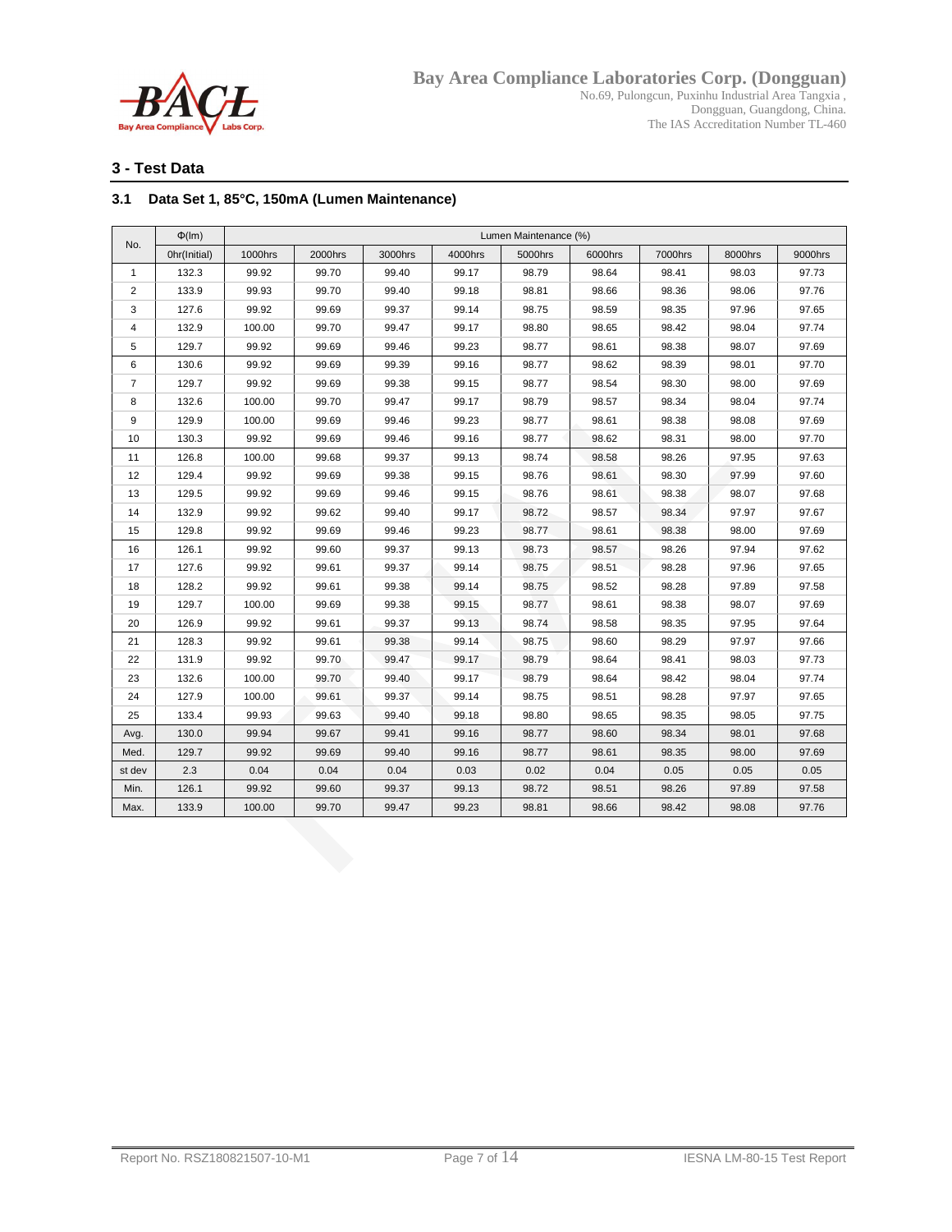## 3 - Test Data

### 3.1 Data Set 1, 85°C, 150mA (Lumen Maintenance)

| No. | Φ(lm) | Lumen Maintenance (%) | | | | | | | | |
|---|---|---|---|---|---|---|---|---|---|---|
| | 0hr(Initial) | 1000hrs | 2000hrs | 3000hrs | 4000hrs | 5000hrs | 6000hrs | 7000hrs | 8000hrs | 9000hrs |
| 1 | 132.3 | 99.92 | 99.70 | 99.40 | 99.17 | 98.79 | 98.64 | 98.41 | 98.03 | 97.73 |
| 2 | 133.9 | 99.93 | 99.70 | 99.40 | 99.18 | 98.81 | 98.66 | 98.36 | 98.06 | 97.76 |
| 3 | 127.6 | 99.92 | 99.69 | 99.37 | 99.14 | 98.75 | 98.59 | 98.35 | 97.96 | 97.65 |
| 4 | 132.9 | 100.00 | 99.70 | 99.47 | 99.17 | 98.80 | 98.65 | 98.42 | 98.04 | 97.74 |
| 5 | 129.7 | 99.92 | 99.69 | 99.46 | 99.23 | 98.77 | 98.61 | 98.38 | 98.07 | 97.69 |
| 6 | 130.6 | 99.92 | 99.69 | 99.39 | 99.16 | 98.77 | 98.62 | 98.39 | 98.01 | 97.70 |
| 7 | 129.7 | 99.92 | 99.69 | 99.38 | 99.15 | 98.77 | 98.54 | 98.30 | 98.00 | 97.69 |
| 8 | 132.6 | 100.00 | 99.70 | 99.47 | 99.17 | 98.79 | 98.57 | 98.34 | 98.04 | 97.74 |
| 9 | 129.9 | 100.00 | 99.69 | 99.46 | 99.23 | 98.77 | 98.61 | 98.38 | 98.08 | 97.69 |
| 10 | 130.3 | 99.92 | 99.69 | 99.46 | 99.16 | 98.77 | 98.62 | 98.31 | 98.00 | 97.70 |
| 11 | 126.8 | 100.00 | 99.68 | 99.37 | 99.13 | 98.74 | 98.58 | 98.26 | 97.95 | 97.63 |
| 12 | 129.4 | 99.92 | 99.69 | 99.38 | 99.15 | 98.76 | 98.61 | 98.30 | 97.99 | 97.60 |
| 13 | 129.5 | 99.92 | 99.69 | 99.46 | 99.15 | 98.76 | 98.61 | 98.38 | 98.07 | 97.68 |
| 14 | 132.9 | 99.92 | 99.62 | 99.40 | 99.17 | 98.72 | 98.57 | 98.34 | 97.97 | 97.67 |
| 15 | 129.8 | 99.92 | 99.69 | 99.46 | 99.23 | 98.77 | 98.61 | 98.38 | 98.00 | 97.69 |
| 16 | 126.1 | 99.92 | 99.60 | 99.37 | 99.13 | 98.73 | 98.57 | 98.26 | 97.94 | 97.62 |
| 17 | 127.6 | 99.92 | 99.61 | 99.37 | 99.14 | 98.75 | 98.51 | 98.28 | 97.96 | 97.65 |
| 18 | 128.2 | 99.92 | 99.61 | 99.38 | 99.14 | 98.75 | 98.52 | 98.28 | 97.89 | 97.58 |
| 19 | 129.7 | 100.00 | 99.69 | 99.38 | 99.15 | 98.77 | 98.61 | 98.38 | 98.07 | 97.69 |
| 20 | 126.9 | 99.92 | 99.61 | 99.37 | 99.13 | 98.74 | 98.58 | 98.35 | 97.95 | 97.64 |
| 21 | 128.3 | 99.92 | 99.61 | 99.38 | 99.14 | 98.75 | 98.60 | 98.29 | 97.97 | 97.66 |
| 22 | 131.9 | 99.92 | 99.70 | 99.47 | 99.17 | 98.79 | 98.64 | 98.41 | 98.03 | 97.73 |
| 23 | 132.6 | 100.00 | 99.70 | 99.40 | 99.17 | 98.79 | 98.64 | 98.42 | 98.04 | 97.74 |
| 24 | 127.9 | 100.00 | 99.61 | 99.37 | 99.14 | 98.75 | 98.51 | 98.28 | 97.97 | 97.65 |
| 25 | 133.4 | 99.93 | 99.63 | 99.40 | 99.18 | 98.80 | 98.65 | 98.35 | 98.05 | 97.75 |
| Avg. | 130.0 | 99.94 | 99.67 | 99.41 | 99.16 | 98.77 | 98.60 | 98.34 | 98.01 | 97.68 |
| Med. | 129.7 | 99.92 | 99.69 | 99.40 | 99.16 | 98.77 | 98.61 | 98.35 | 98.00 | 97.69 |
| st dev | 2.3 | 0.04 | 0.04 | 0.04 | 0.03 | 0.02 | 0.04 | 0.05 | 0.05 | 0.05 |
| Min. | 126.1 | 99.92 | 99.60 | 99.37 | 99.13 | 98.72 | 98.51 | 98.26 | 97.89 | 97.58 |
| Max. | 133.9 | 100.00 | 99.70 | 99.47 | 99.23 | 98.81 | 98.66 | 98.42 | 98.08 | 97.76 |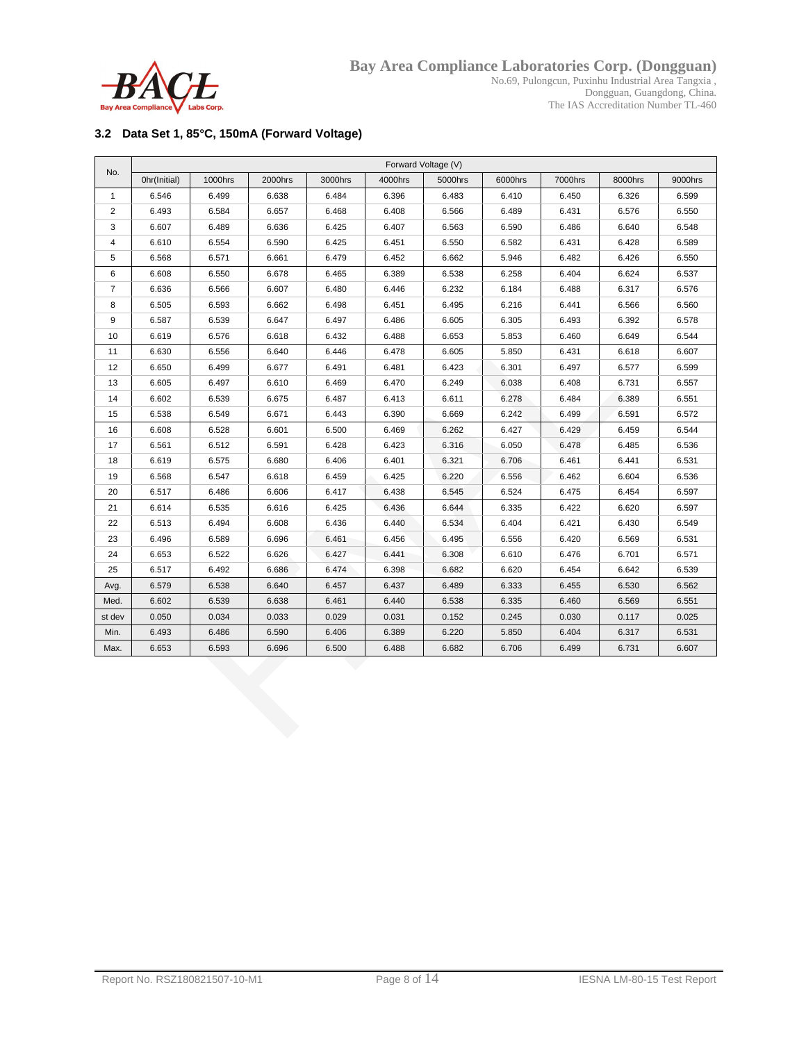### 3.2 Data Set 1, 85°C, 150mA (Forward Voltage)

| No. | Forward Voltage (V) | | | | | | | | | |
|---|---|---|---|---|---|---|---|---|---|---|
| | 0hr(Initial) | 1000hrs | 2000hrs | 3000hrs | 4000hrs | 5000hrs | 6000hrs | 7000hrs | 8000hrs | 9000hrs |
| 1 | 6.546 | 6.499 | 6.638 | 6.484 | 6.396 | 6.483 | 6.410 | 6.450 | 6.326 | 6.599 |
| 2 | 6.493 | 6.584 | 6.657 | 6.468 | 6.408 | 6.566 | 6.489 | 6.431 | 6.576 | 6.550 |
| 3 | 6.607 | 6.489 | 6.636 | 6.425 | 6.407 | 6.563 | 6.590 | 6.486 | 6.640 | 6.548 |
| 4 | 6.610 | 6.554 | 6.590 | 6.425 | 6.451 | 6.550 | 6.582 | 6.431 | 6.428 | 6.589 |
| 5 | 6.568 | 6.571 | 6.661 | 6.479 | 6.452 | 6.662 | 5.946 | 6.482 | 6.426 | 6.550 |
| 6 | 6.608 | 6.550 | 6.678 | 6.465 | 6.389 | 6.538 | 6.258 | 6.404 | 6.624 | 6.537 |
| 7 | 6.636 | 6.566 | 6.607 | 6.480 | 6.446 | 6.232 | 6.184 | 6.488 | 6.317 | 6.576 |
| 8 | 6.505 | 6.593 | 6.662 | 6.498 | 6.451 | 6.495 | 6.216 | 6.441 | 6.566 | 6.560 |
| 9 | 6.587 | 6.539 | 6.647 | 6.497 | 6.486 | 6.605 | 6.305 | 6.493 | 6.392 | 6.578 |
| 10 | 6.619 | 6.576 | 6.618 | 6.432 | 6.488 | 6.653 | 5.853 | 6.460 | 6.649 | 6.544 |
| 11 | 6.630 | 6.556 | 6.640 | 6.446 | 6.478 | 6.605 | 5.850 | 6.431 | 6.618 | 6.607 |
| 12 | 6.650 | 6.499 | 6.677 | 6.491 | 6.481 | 6.423 | 6.301 | 6.497 | 6.577 | 6.599 |
| 13 | 6.605 | 6.497 | 6.610 | 6.469 | 6.470 | 6.249 | 6.038 | 6.408 | 6.731 | 6.557 |
| 14 | 6.602 | 6.539 | 6.675 | 6.487 | 6.413 | 6.611 | 6.278 | 6.484 | 6.389 | 6.551 |
| 15 | 6.538 | 6.549 | 6.671 | 6.443 | 6.390 | 6.669 | 6.242 | 6.499 | 6.591 | 6.572 |
| 16 | 6.608 | 6.528 | 6.601 | 6.500 | 6.469 | 6.262 | 6.427 | 6.429 | 6.459 | 6.544 |
| 17 | 6.561 | 6.512 | 6.591 | 6.428 | 6.423 | 6.316 | 6.050 | 6.478 | 6.485 | 6.536 |
| 18 | 6.619 | 6.575 | 6.680 | 6.406 | 6.401 | 6.321 | 6.706 | 6.461 | 6.441 | 6.531 |
| 19 | 6.568 | 6.547 | 6.618 | 6.459 | 6.425 | 6.220 | 6.556 | 6.462 | 6.604 | 6.536 |
| 20 | 6.517 | 6.486 | 6.606 | 6.417 | 6.438 | 6.545 | 6.524 | 6.475 | 6.454 | 6.597 |
| 21 | 6.614 | 6.535 | 6.616 | 6.425 | 6.436 | 6.644 | 6.335 | 6.422 | 6.620 | 6.597 |
| 22 | 6.513 | 6.494 | 6.608 | 6.436 | 6.440 | 6.534 | 6.404 | 6.421 | 6.430 | 6.549 |
| 23 | 6.496 | 6.589 | 6.696 | 6.461 | 6.456 | 6.495 | 6.556 | 6.420 | 6.569 | 6.531 |
| 24 | 6.653 | 6.522 | 6.626 | 6.427 | 6.441 | 6.308 | 6.610 | 6.476 | 6.701 | 6.571 |
| 25 | 6.517 | 6.492 | 6.686 | 6.474 | 6.398 | 6.682 | 6.620 | 6.454 | 6.642 | 6.539 |
| Avg. | 6.579 | 6.538 | 6.640 | 6.457 | 6.437 | 6.489 | 6.333 | 6.455 | 6.530 | 6.562 |
| Med. | 6.602 | 6.539 | 6.638 | 6.461 | 6.440 | 6.538 | 6.335 | 6.460 | 6.569 | 6.551 |
| st dev | 0.050 | 0.034 | 0.033 | 0.029 | 0.031 | 0.152 | 0.245 | 0.030 | 0.117 | 0.025 |
| Min. | 6.493 | 6.486 | 6.590 | 6.406 | 6.389 | 6.220 | 5.850 | 6.404 | 6.317 | 6.531 |
| Max. | 6.653 | 6.593 | 6.696 | 6.500 | 6.488 | 6.682 | 6.706 | 6.499 | 6.731 | 6.607 |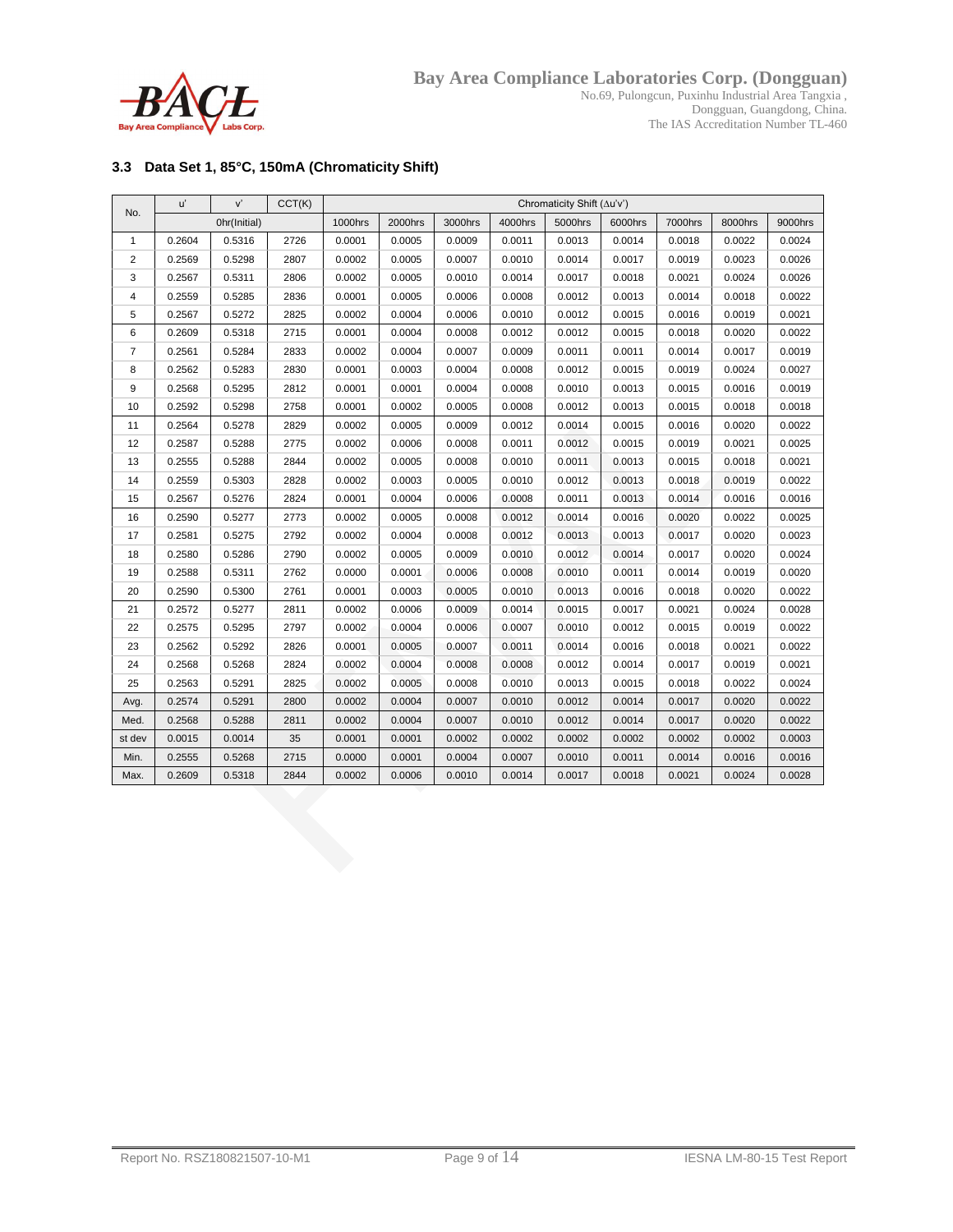### 3.3 Data Set 1, 85°C, 150mA (Chromaticity Shift)

| No. | u' | v' | CCT(K) | Chromaticity Shift (Δu'v') | | | | | | | | |
|---|---|---|---|---|---|---|---|---|---|---|---|---|
| | 0hr(Initial) | | | 1000hrs | 2000hrs | 3000hrs | 4000hrs | 5000hrs | 6000hrs | 7000hrs | 8000hrs | 9000hrs |
| 1 | 0.2604 | 0.5316 | 2726 | 0.0001 | 0.0005 | 0.0009 | 0.0011 | 0.0013 | 0.0014 | 0.0018 | 0.0022 | 0.0024 |
| 2 | 0.2569 | 0.5298 | 2807 | 0.0002 | 0.0005 | 0.0007 | 0.0010 | 0.0014 | 0.0017 | 0.0019 | 0.0023 | 0.0026 |
| 3 | 0.2567 | 0.5311 | 2806 | 0.0002 | 0.0005 | 0.0010 | 0.0014 | 0.0017 | 0.0018 | 0.0021 | 0.0024 | 0.0026 |
| 4 | 0.2559 | 0.5285 | 2836 | 0.0001 | 0.0005 | 0.0006 | 0.0008 | 0.0012 | 0.0013 | 0.0014 | 0.0018 | 0.0022 |
| 5 | 0.2567 | 0.5272 | 2825 | 0.0002 | 0.0004 | 0.0006 | 0.0010 | 0.0012 | 0.0015 | 0.0016 | 0.0019 | 0.0021 |
| 6 | 0.2609 | 0.5318 | 2715 | 0.0001 | 0.0004 | 0.0008 | 0.0012 | 0.0012 | 0.0015 | 0.0018 | 0.0020 | 0.0022 |
| 7 | 0.2561 | 0.5284 | 2833 | 0.0002 | 0.0004 | 0.0007 | 0.0009 | 0.0011 | 0.0011 | 0.0014 | 0.0017 | 0.0019 |
| 8 | 0.2562 | 0.5283 | 2830 | 0.0001 | 0.0003 | 0.0004 | 0.0008 | 0.0012 | 0.0015 | 0.0019 | 0.0024 | 0.0027 |
| 9 | 0.2568 | 0.5295 | 2812 | 0.0001 | 0.0001 | 0.0004 | 0.0008 | 0.0010 | 0.0013 | 0.0015 | 0.0016 | 0.0019 |
| 10 | 0.2592 | 0.5298 | 2758 | 0.0001 | 0.0002 | 0.0005 | 0.0008 | 0.0012 | 0.0013 | 0.0015 | 0.0018 | 0.0018 |
| 11 | 0.2564 | 0.5278 | 2829 | 0.0002 | 0.0005 | 0.0009 | 0.0012 | 0.0014 | 0.0015 | 0.0016 | 0.0020 | 0.0022 |
| 12 | 0.2587 | 0.5288 | 2775 | 0.0002 | 0.0006 | 0.0008 | 0.0011 | 0.0012 | 0.0015 | 0.0019 | 0.0021 | 0.0025 |
| 13 | 0.2555 | 0.5288 | 2844 | 0.0002 | 0.0005 | 0.0008 | 0.0010 | 0.0011 | 0.0013 | 0.0015 | 0.0018 | 0.0021 |
| 14 | 0.2559 | 0.5303 | 2828 | 0.0002 | 0.0003 | 0.0005 | 0.0010 | 0.0012 | 0.0013 | 0.0018 | 0.0019 | 0.0022 |
| 15 | 0.2567 | 0.5276 | 2824 | 0.0001 | 0.0004 | 0.0006 | 0.0008 | 0.0011 | 0.0013 | 0.0014 | 0.0016 | 0.0016 |
| 16 | 0.2590 | 0.5277 | 2773 | 0.0002 | 0.0005 | 0.0008 | 0.0012 | 0.0014 | 0.0016 | 0.0020 | 0.0022 | 0.0025 |
| 17 | 0.2581 | 0.5275 | 2792 | 0.0002 | 0.0004 | 0.0008 | 0.0012 | 0.0013 | 0.0013 | 0.0017 | 0.0020 | 0.0023 |
| 18 | 0.2580 | 0.5286 | 2790 | 0.0002 | 0.0005 | 0.0009 | 0.0010 | 0.0012 | 0.0014 | 0.0017 | 0.0020 | 0.0024 |
| 19 | 0.2588 | 0.5311 | 2762 | 0.0000 | 0.0001 | 0.0006 | 0.0008 | 0.0010 | 0.0011 | 0.0014 | 0.0019 | 0.0020 |
| 20 | 0.2590 | 0.5300 | 2761 | 0.0001 | 0.0003 | 0.0005 | 0.0010 | 0.0013 | 0.0016 | 0.0018 | 0.0020 | 0.0022 |
| 21 | 0.2572 | 0.5277 | 2811 | 0.0002 | 0.0006 | 0.0009 | 0.0014 | 0.0015 | 0.0017 | 0.0021 | 0.0024 | 0.0028 |
| 22 | 0.2575 | 0.5295 | 2797 | 0.0002 | 0.0004 | 0.0006 | 0.0007 | 0.0010 | 0.0012 | 0.0015 | 0.0019 | 0.0022 |
| 23 | 0.2562 | 0.5292 | 2826 | 0.0001 | 0.0005 | 0.0007 | 0.0011 | 0.0014 | 0.0016 | 0.0018 | 0.0021 | 0.0022 |
| 24 | 0.2568 | 0.5268 | 2824 | 0.0002 | 0.0004 | 0.0008 | 0.0008 | 0.0012 | 0.0014 | 0.0017 | 0.0019 | 0.0021 |
| 25 | 0.2563 | 0.5291 | 2825 | 0.0002 | 0.0005 | 0.0008 | 0.0010 | 0.0013 | 0.0015 | 0.0018 | 0.0022 | 0.0024 |
| Avg. | 0.2574 | 0.5291 | 2800 | 0.0002 | 0.0004 | 0.0007 | 0.0010 | 0.0012 | 0.0014 | 0.0017 | 0.0020 | 0.0022 |
| Med. | 0.2568 | 0.5288 | 2811 | 0.0002 | 0.0004 | 0.0007 | 0.0010 | 0.0012 | 0.0014 | 0.0017 | 0.0020 | 0.0022 |
| st dev | 0.0015 | 0.0014 | 35 | 0.0001 | 0.0001 | 0.0002 | 0.0002 | 0.0002 | 0.0002 | 0.0002 | 0.0002 | 0.0003 |
| Min. | 0.2555 | 0.5268 | 2715 | 0.0000 | 0.0001 | 0.0004 | 0.0007 | 0.0010 | 0.0011 | 0.0014 | 0.0016 | 0.0016 |
| Max. | 0.2609 | 0.5318 | 2844 | 0.0002 | 0.0006 | 0.0010 | 0.0014 | 0.0017 | 0.0018 | 0.0021 | 0.0024 | 0.0028 |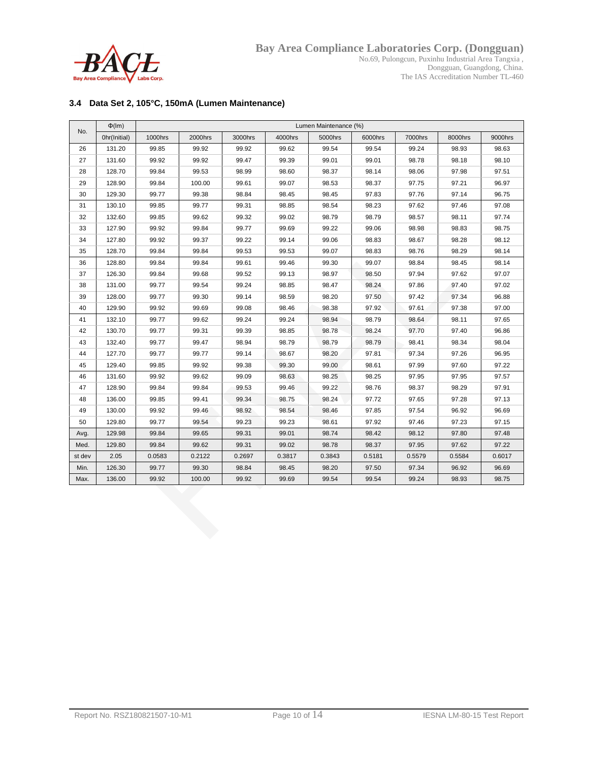### 3.4 Data Set 2, 105°C, 150mA (Lumen Maintenance)

| No. | Φ(lm) | Lumen Maintenance (%) | | | | | | | | |
|---|---|---|---|---|---|---|---|---|---|---|
| | 0hr(Initial) | 1000hrs | 2000hrs | 3000hrs | 4000hrs | 5000hrs | 6000hrs | 7000hrs | 8000hrs | 9000hrs |
| 26 | 131.20 | 99.85 | 99.92 | 99.92 | 99.62 | 99.54 | 99.54 | 99.24 | 98.93 | 98.63 |
| 27 | 131.60 | 99.92 | 99.92 | 99.47 | 99.39 | 99.01 | 99.01 | 98.78 | 98.18 | 98.10 |
| 28 | 128.70 | 99.84 | 99.53 | 98.99 | 98.60 | 98.37 | 98.14 | 98.06 | 97.98 | 97.51 |
| 29 | 128.90 | 99.84 | 100.00 | 99.61 | 99.07 | 98.53 | 98.37 | 97.75 | 97.21 | 96.97 |
| 30 | 129.30 | 99.77 | 99.38 | 98.84 | 98.45 | 98.45 | 97.83 | 97.76 | 97.14 | 96.75 |
| 31 | 130.10 | 99.85 | 99.77 | 99.31 | 98.85 | 98.54 | 98.23 | 97.62 | 97.46 | 97.08 |
| 32 | 132.60 | 99.85 | 99.62 | 99.32 | 99.02 | 98.79 | 98.79 | 98.57 | 98.11 | 97.74 |
| 33 | 127.90 | 99.92 | 99.84 | 99.77 | 99.69 | 99.22 | 99.06 | 98.98 | 98.83 | 98.75 |
| 34 | 127.80 | 99.92 | 99.37 | 99.22 | 99.14 | 99.06 | 98.83 | 98.67 | 98.28 | 98.12 |
| 35 | 128.70 | 99.84 | 99.84 | 99.53 | 99.53 | 99.07 | 98.83 | 98.76 | 98.29 | 98.14 |
| 36 | 128.80 | 99.84 | 99.84 | 99.61 | 99.46 | 99.30 | 99.07 | 98.84 | 98.45 | 98.14 |
| 37 | 126.30 | 99.84 | 99.68 | 99.52 | 99.13 | 98.97 | 98.50 | 97.94 | 97.62 | 97.07 |
| 38 | 131.00 | 99.77 | 99.54 | 99.24 | 98.85 | 98.47 | 98.24 | 97.86 | 97.40 | 97.02 |
| 39 | 128.00 | 99.77 | 99.30 | 99.14 | 98.59 | 98.20 | 97.50 | 97.42 | 97.34 | 96.88 |
| 40 | 129.90 | 99.92 | 99.69 | 99.08 | 98.46 | 98.38 | 97.92 | 97.61 | 97.38 | 97.00 |
| 41 | 132.10 | 99.77 | 99.62 | 99.24 | 99.24 | 98.94 | 98.79 | 98.64 | 98.11 | 97.65 |
| 42 | 130.70 | 99.77 | 99.31 | 99.39 | 98.85 | 98.78 | 98.24 | 97.70 | 97.40 | 96.86 |
| 43 | 132.40 | 99.77 | 99.47 | 98.94 | 98.79 | 98.79 | 98.79 | 98.41 | 98.34 | 98.04 |
| 44 | 127.70 | 99.77 | 99.77 | 99.14 | 98.67 | 98.20 | 97.81 | 97.34 | 97.26 | 96.95 |
| 45 | 129.40 | 99.85 | 99.92 | 99.38 | 99.30 | 99.00 | 98.61 | 97.99 | 97.60 | 97.22 |
| 46 | 131.60 | 99.92 | 99.62 | 99.09 | 98.63 | 98.25 | 98.25 | 97.95 | 97.95 | 97.57 |
| 47 | 128.90 | 99.84 | 99.84 | 99.53 | 99.46 | 99.22 | 98.76 | 98.37 | 98.29 | 97.91 |
| 48 | 136.00 | 99.85 | 99.41 | 99.34 | 98.75 | 98.24 | 97.72 | 97.65 | 97.28 | 97.13 |
| 49 | 130.00 | 99.92 | 99.46 | 98.92 | 98.54 | 98.46 | 97.85 | 97.54 | 96.92 | 96.69 |
| 50 | 129.80 | 99.77 | 99.54 | 99.23 | 99.23 | 98.61 | 97.92 | 97.46 | 97.23 | 97.15 |
| Avg. | 129.98 | 99.84 | 99.65 | 99.31 | 99.01 | 98.74 | 98.42 | 98.12 | 97.80 | 97.48 |
| Med. | 129.80 | 99.84 | 99.62 | 99.31 | 99.02 | 98.78 | 98.37 | 97.95 | 97.62 | 97.22 |
| st dev | 2.05 | 0.0583 | 0.2122 | 0.2697 | 0.3817 | 0.3843 | 0.5181 | 0.5579 | 0.5584 | 0.6017 |
| Min. | 126.30 | 99.77 | 99.30 | 98.84 | 98.45 | 98.20 | 97.50 | 97.34 | 96.92 | 96.69 |
| Max. | 136.00 | 99.92 | 100.00 | 99.92 | 99.69 | 99.54 | 99.54 | 99.24 | 98.93 | 98.75 |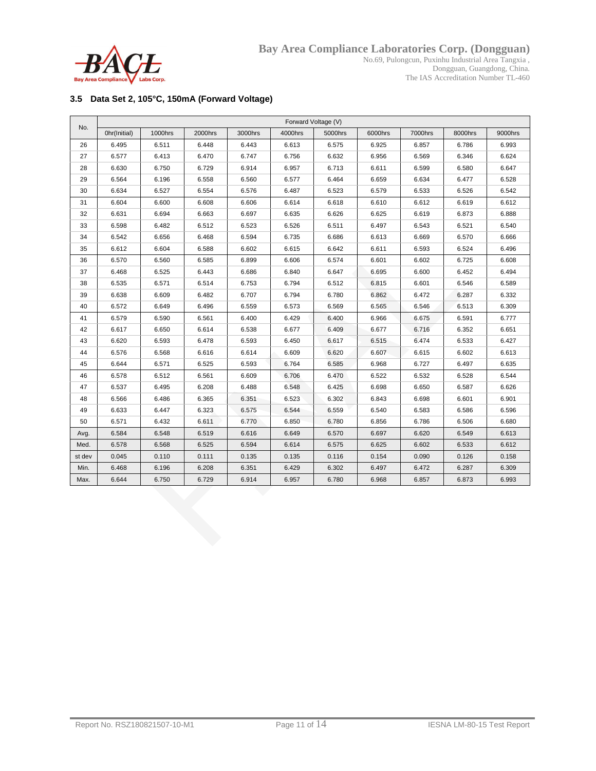### 3.5 Data Set 2, 105°C, 150mA (Forward Voltage)

| No. | Forward Voltage (V) | | | | | | | | | |
|---|---|---|---|---|---|---|---|---|---|---|
| | 0hr(Initial) | 1000hrs | 2000hrs | 3000hrs | 4000hrs | 5000hrs | 6000hrs | 7000hrs | 8000hrs | 9000hrs |
| 26 | 6.495 | 6.511 | 6.448 | 6.443 | 6.613 | 6.575 | 6.925 | 6.857 | 6.786 | 6.993 |
| 27 | 6.577 | 6.413 | 6.470 | 6.747 | 6.756 | 6.632 | 6.956 | 6.569 | 6.346 | 6.624 |
| 28 | 6.630 | 6.750 | 6.729 | 6.914 | 6.957 | 6.713 | 6.611 | 6.599 | 6.580 | 6.647 |
| 29 | 6.564 | 6.196 | 6.558 | 6.560 | 6.577 | 6.464 | 6.659 | 6.634 | 6.477 | 6.528 |
| 30 | 6.634 | 6.527 | 6.554 | 6.576 | 6.487 | 6.523 | 6.579 | 6.533 | 6.526 | 6.542 |
| 31 | 6.604 | 6.600 | 6.608 | 6.606 | 6.614 | 6.618 | 6.610 | 6.612 | 6.619 | 6.612 |
| 32 | 6.631 | 6.694 | 6.663 | 6.697 | 6.635 | 6.626 | 6.625 | 6.619 | 6.873 | 6.888 |
| 33 | 6.598 | 6.482 | 6.512 | 6.523 | 6.526 | 6.511 | 6.497 | 6.543 | 6.521 | 6.540 |
| 34 | 6.542 | 6.656 | 6.468 | 6.594 | 6.735 | 6.686 | 6.613 | 6.669 | 6.570 | 6.666 |
| 35 | 6.612 | 6.604 | 6.588 | 6.602 | 6.615 | 6.642 | 6.611 | 6.593 | 6.524 | 6.496 |
| 36 | 6.570 | 6.560 | 6.585 | 6.899 | 6.606 | 6.574 | 6.601 | 6.602 | 6.725 | 6.608 |
| 37 | 6.468 | 6.525 | 6.443 | 6.686 | 6.840 | 6.647 | 6.695 | 6.600 | 6.452 | 6.494 |
| 38 | 6.535 | 6.571 | 6.514 | 6.753 | 6.794 | 6.512 | 6.815 | 6.601 | 6.546 | 6.589 |
| 39 | 6.638 | 6.609 | 6.482 | 6.707 | 6.794 | 6.780 | 6.862 | 6.472 | 6.287 | 6.332 |
| 40 | 6.572 | 6.649 | 6.496 | 6.559 | 6.573 | 6.569 | 6.565 | 6.546 | 6.513 | 6.309 |
| 41 | 6.579 | 6.590 | 6.561 | 6.400 | 6.429 | 6.400 | 6.966 | 6.675 | 6.591 | 6.777 |
| 42 | 6.617 | 6.650 | 6.614 | 6.538 | 6.677 | 6.409 | 6.677 | 6.716 | 6.352 | 6.651 |
| 43 | 6.620 | 6.593 | 6.478 | 6.593 | 6.450 | 6.617 | 6.515 | 6.474 | 6.533 | 6.427 |
| 44 | 6.576 | 6.568 | 6.616 | 6.614 | 6.609 | 6.620 | 6.607 | 6.615 | 6.602 | 6.613 |
| 45 | 6.644 | 6.571 | 6.525 | 6.593 | 6.764 | 6.585 | 6.968 | 6.727 | 6.497 | 6.635 |
| 46 | 6.578 | 6.512 | 6.561 | 6.609 | 6.706 | 6.470 | 6.522 | 6.532 | 6.528 | 6.544 |
| 47 | 6.537 | 6.495 | 6.208 | 6.488 | 6.548 | 6.425 | 6.698 | 6.650 | 6.587 | 6.626 |
| 48 | 6.566 | 6.486 | 6.365 | 6.351 | 6.523 | 6.302 | 6.843 | 6.698 | 6.601 | 6.901 |
| 49 | 6.633 | 6.447 | 6.323 | 6.575 | 6.544 | 6.559 | 6.540 | 6.583 | 6.586 | 6.596 |
| 50 | 6.571 | 6.432 | 6.611 | 6.770 | 6.850 | 6.780 | 6.856 | 6.786 | 6.506 | 6.680 |
| Avg. | 6.584 | 6.548 | 6.519 | 6.616 | 6.649 | 6.570 | 6.697 | 6.620 | 6.549 | 6.613 |
| Med. | 6.578 | 6.568 | 6.525 | 6.594 | 6.614 | 6.575 | 6.625 | 6.602 | 6.533 | 6.612 |
| st dev | 0.045 | 0.110 | 0.111 | 0.135 | 0.135 | 0.116 | 0.154 | 0.090 | 0.126 | 0.158 |
| Min. | 6.468 | 6.196 | 6.208 | 6.351 | 6.429 | 6.302 | 6.497 | 6.472 | 6.287 | 6.309 |
| Max. | 6.644 | 6.750 | 6.729 | 6.914 | 6.957 | 6.780 | 6.968 | 6.857 | 6.873 | 6.993 |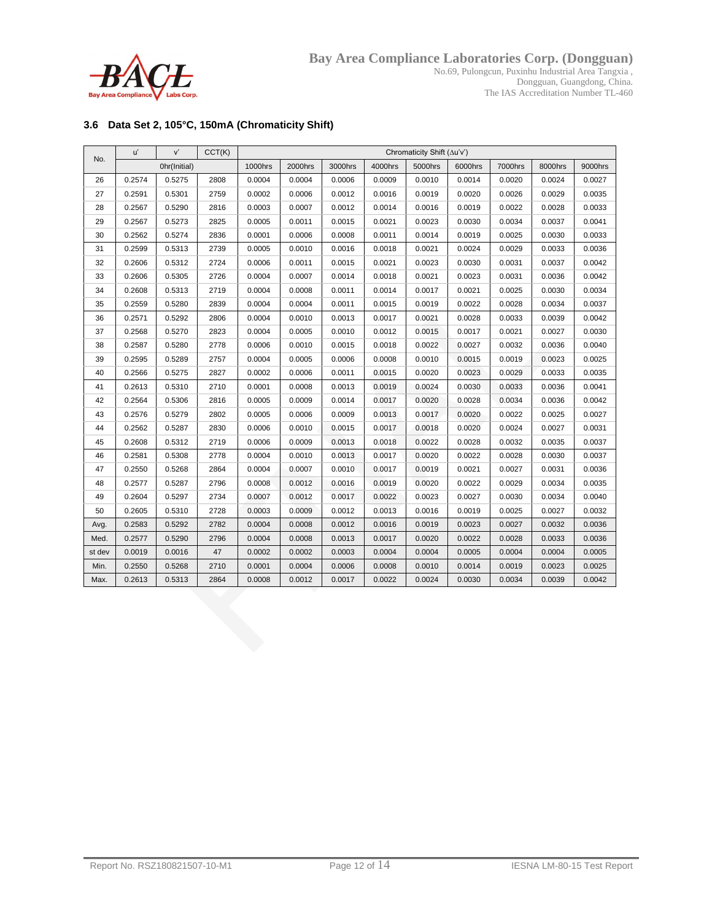### 3.6 Data Set 2, 105°C, 150mA (Chromaticity Shift)

| No. | u' | v' | CCT(K) | Chromaticity Shift (Δu'v') | | | | | | | | |
|---|---|---|---|---|---|---|---|---|---|---|---|---|
| | 0hr(Initial) | | | 1000hrs | 2000hrs | 3000hrs | 4000hrs | 5000hrs | 6000hrs | 7000hrs | 8000hrs | 9000hrs |
| 26 | 0.2574 | 0.5275 | 2808 | 0.0004 | 0.0004 | 0.0006 | 0.0009 | 0.0010 | 0.0014 | 0.0020 | 0.0024 | 0.0027 |
| 27 | 0.2591 | 0.5301 | 2759 | 0.0002 | 0.0006 | 0.0012 | 0.0016 | 0.0019 | 0.0020 | 0.0026 | 0.0029 | 0.0035 |
| 28 | 0.2567 | 0.5290 | 2816 | 0.0003 | 0.0007 | 0.0012 | 0.0014 | 0.0016 | 0.0019 | 0.0022 | 0.0028 | 0.0033 |
| 29 | 0.2567 | 0.5273 | 2825 | 0.0005 | 0.0011 | 0.0015 | 0.0021 | 0.0023 | 0.0030 | 0.0034 | 0.0037 | 0.0041 |
| 30 | 0.2562 | 0.5274 | 2836 | 0.0001 | 0.0006 | 0.0008 | 0.0011 | 0.0014 | 0.0019 | 0.0025 | 0.0030 | 0.0033 |
| 31 | 0.2599 | 0.5313 | 2739 | 0.0005 | 0.0010 | 0.0016 | 0.0018 | 0.0021 | 0.0024 | 0.0029 | 0.0033 | 0.0036 |
| 32 | 0.2606 | 0.5312 | 2724 | 0.0006 | 0.0011 | 0.0015 | 0.0021 | 0.0023 | 0.0030 | 0.0031 | 0.0037 | 0.0042 |
| 33 | 0.2606 | 0.5305 | 2726 | 0.0004 | 0.0007 | 0.0014 | 0.0018 | 0.0021 | 0.0023 | 0.0031 | 0.0036 | 0.0042 |
| 34 | 0.2608 | 0.5313 | 2719 | 0.0004 | 0.0008 | 0.0011 | 0.0014 | 0.0017 | 0.0021 | 0.0025 | 0.0030 | 0.0034 |
| 35 | 0.2559 | 0.5280 | 2839 | 0.0004 | 0.0004 | 0.0011 | 0.0015 | 0.0019 | 0.0022 | 0.0028 | 0.0034 | 0.0037 |
| 36 | 0.2571 | 0.5292 | 2806 | 0.0004 | 0.0010 | 0.0013 | 0.0017 | 0.0021 | 0.0028 | 0.0033 | 0.0039 | 0.0042 |
| 37 | 0.2568 | 0.5270 | 2823 | 0.0004 | 0.0005 | 0.0010 | 0.0012 | 0.0015 | 0.0017 | 0.0021 | 0.0027 | 0.0030 |
| 38 | 0.2587 | 0.5280 | 2778 | 0.0006 | 0.0010 | 0.0015 | 0.0018 | 0.0022 | 0.0027 | 0.0032 | 0.0036 | 0.0040 |
| 39 | 0.2595 | 0.5289 | 2757 | 0.0004 | 0.0005 | 0.0006 | 0.0008 | 0.0010 | 0.0015 | 0.0019 | 0.0023 | 0.0025 |
| 40 | 0.2566 | 0.5275 | 2827 | 0.0002 | 0.0006 | 0.0011 | 0.0015 | 0.0020 | 0.0023 | 0.0029 | 0.0033 | 0.0035 |
| 41 | 0.2613 | 0.5310 | 2710 | 0.0001 | 0.0008 | 0.0013 | 0.0019 | 0.0024 | 0.0030 | 0.0033 | 0.0036 | 0.0041 |
| 42 | 0.2564 | 0.5306 | 2816 | 0.0005 | 0.0009 | 0.0014 | 0.0017 | 0.0020 | 0.0028 | 0.0034 | 0.0036 | 0.0042 |
| 43 | 0.2576 | 0.5279 | 2802 | 0.0005 | 0.0006 | 0.0009 | 0.0013 | 0.0017 | 0.0020 | 0.0022 | 0.0025 | 0.0027 |
| 44 | 0.2562 | 0.5287 | 2830 | 0.0006 | 0.0010 | 0.0015 | 0.0017 | 0.0018 | 0.0020 | 0.0024 | 0.0027 | 0.0031 |
| 45 | 0.2608 | 0.5312 | 2719 | 0.0006 | 0.0009 | 0.0013 | 0.0018 | 0.0022 | 0.0028 | 0.0032 | 0.0035 | 0.0037 |
| 46 | 0.2581 | 0.5308 | 2778 | 0.0004 | 0.0010 | 0.0013 | 0.0017 | 0.0020 | 0.0022 | 0.0028 | 0.0030 | 0.0037 |
| 47 | 0.2550 | 0.5268 | 2864 | 0.0004 | 0.0007 | 0.0010 | 0.0017 | 0.0019 | 0.0021 | 0.0027 | 0.0031 | 0.0036 |
| 48 | 0.2577 | 0.5287 | 2796 | 0.0008 | 0.0012 | 0.0016 | 0.0019 | 0.0020 | 0.0022 | 0.0029 | 0.0034 | 0.0035 |
| 49 | 0.2604 | 0.5297 | 2734 | 0.0007 | 0.0012 | 0.0017 | 0.0022 | 0.0023 | 0.0027 | 0.0030 | 0.0034 | 0.0040 |
| 50 | 0.2605 | 0.5310 | 2728 | 0.0003 | 0.0009 | 0.0012 | 0.0013 | 0.0016 | 0.0019 | 0.0025 | 0.0027 | 0.0032 |
| Avg. | 0.2583 | 0.5292 | 2782 | 0.0004 | 0.0008 | 0.0012 | 0.0016 | 0.0019 | 0.0023 | 0.0027 | 0.0032 | 0.0036 |
| Med. | 0.2577 | 0.5290 | 2796 | 0.0004 | 0.0008 | 0.0013 | 0.0017 | 0.0020 | 0.0022 | 0.0028 | 0.0033 | 0.0036 |
| st dev | 0.0019 | 0.0016 | 47 | 0.0002 | 0.0002 | 0.0003 | 0.0004 | 0.0004 | 0.0005 | 0.0004 | 0.0004 | 0.0005 |
| Min. | 0.2550 | 0.5268 | 2710 | 0.0001 | 0.0004 | 0.0006 | 0.0008 | 0.0010 | 0.0014 | 0.0019 | 0.0023 | 0.0025 |
| Max. | 0.2613 | 0.5313 | 2864 | 0.0008 | 0.0012 | 0.0017 | 0.0022 | 0.0024 | 0.0030 | 0.0034 | 0.0039 | 0.0042 |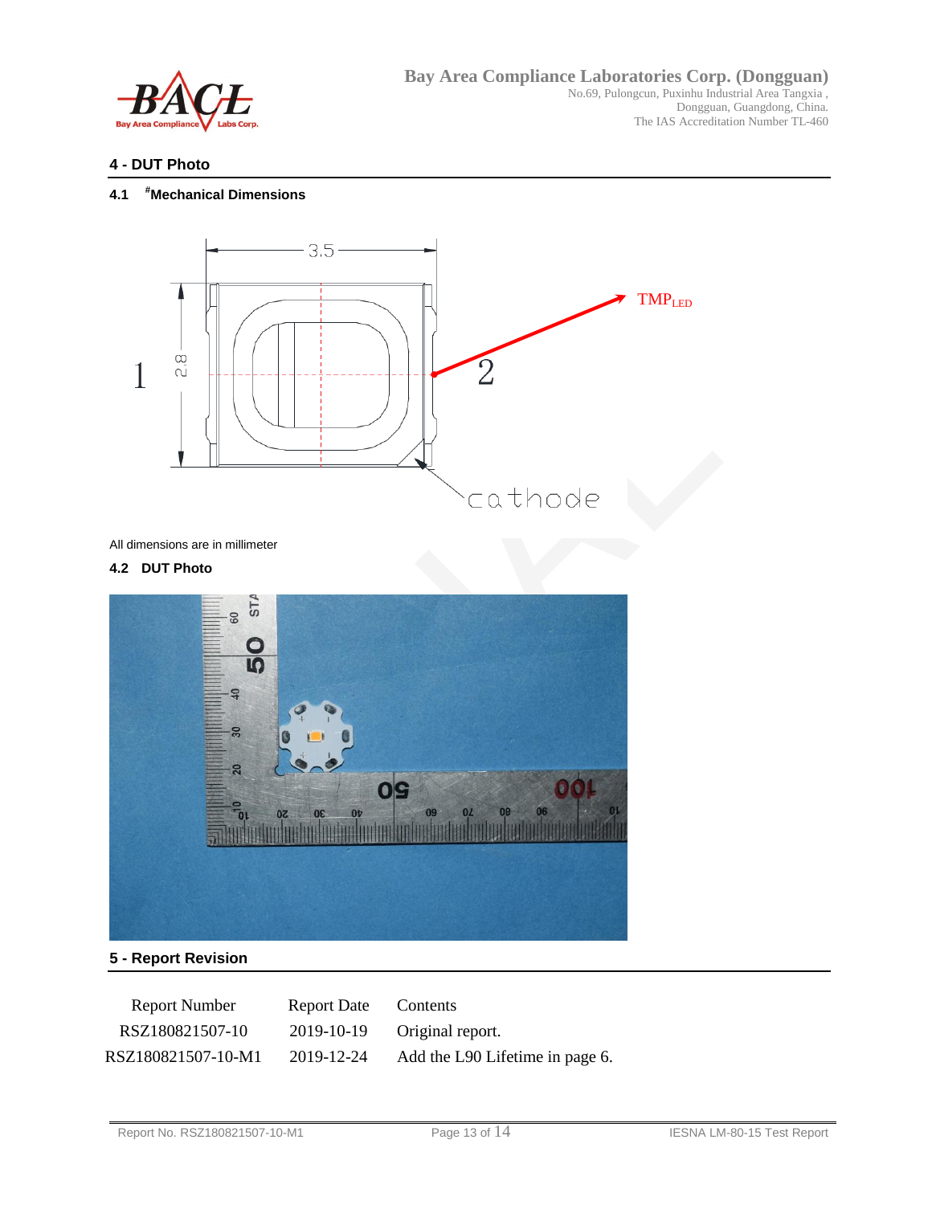## 4 - DUT Photo

### 4.1 #Mechanical Dimensions

All dimensions are in millimeter

### 4.2 DUT Photo

## 5 - Report Revision

| Report Number | Report Date | Contents |
|---|---|---|
| RSZ180821507-10 | 2019-10-19 | Original report. |
| RSZ180821507-10-M1 | 2019-12-24 | Add the L90 Lifetime in page 6. |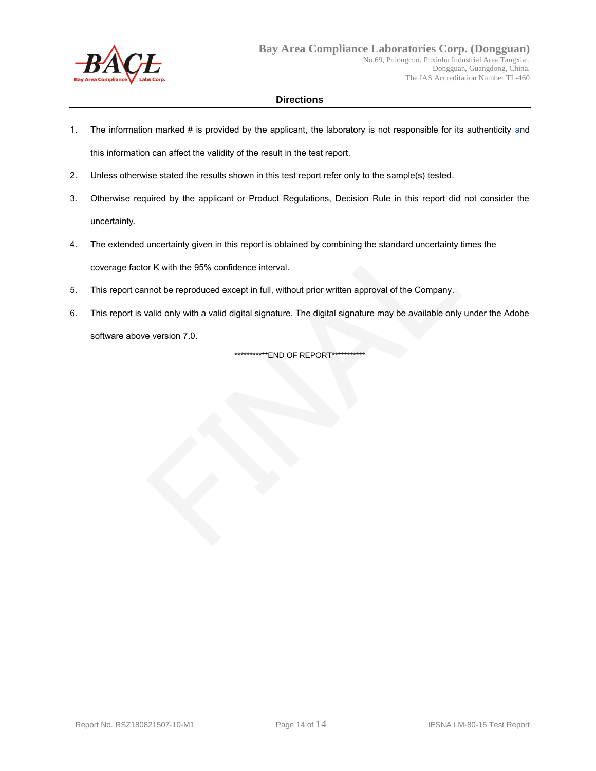## Directions

1. The information marked # is provided by the applicant, the laboratory is not responsible for its authenticity and this information can affect the validity of the result in the test report.
2. Unless otherwise stated the results shown in this test report refer only to the sample(s) tested.
3. Otherwise required by the applicant or Product Regulations, Decision Rule in this report did not consider the uncertainty.
4. The extended uncertainty given in this report is obtained by combining the standard uncertainty times the coverage factor K with the 95% confidence interval.
5. This report cannot be reproduced except in full, without prior written approval of the Company.
6. This report is valid only with a valid digital signature. The digital signature may be available only under the Adobe software above version 7.0.

***********END OF REPORT***********